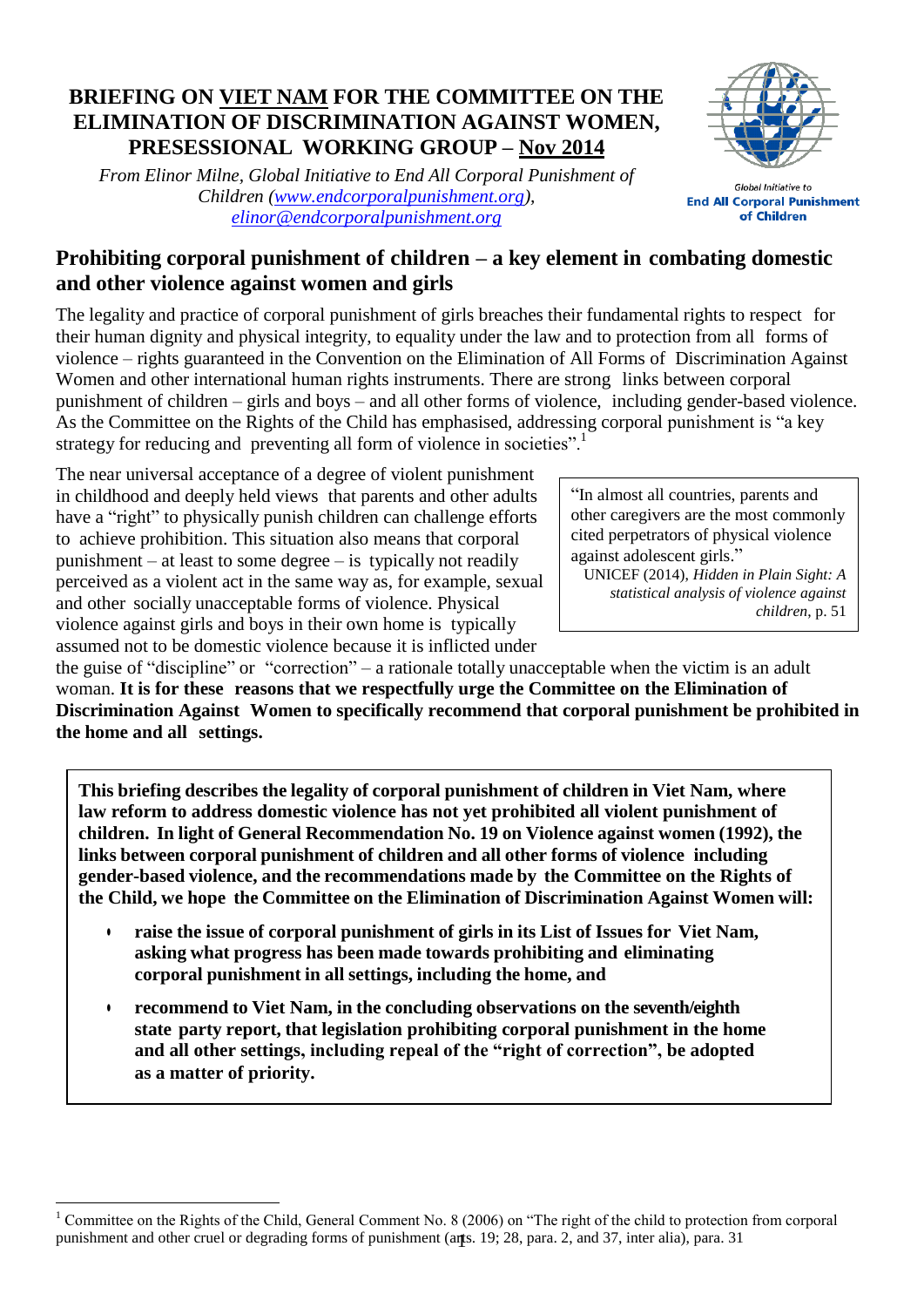# BRIEFING ON VIET NAM FOR THE COMMITTEE ON THE ELIMINATION OF DISCRIMINATION AGAINST WOMEN, PRESESSIONAL WORKING GROUP – Nov 2014

*From Elinor Milne, Global Initiative to End All Corporal Punishment of Children (www.endcorporalpunishment.org), elinor@endcorporalpunishment.org*

Global Initiative to **End All Corporal Punishment of Children**

## Prohibiting corporal punishment of children – a key element in combating domestic and other violence against women and girls

The legality and practice of corporal punishment of girls breaches their fundamental rights to respect for their human dignity and physical integrity, to equality under the law and to protection from all forms of violence – rights guaranteed in the Convention on the Elimination of All Forms of Discrimination Against Women and other international human rights instruments. There are strong links between corporal punishment of children – girls and boys – and all other forms of violence, including gender-based violence. As the Committee on the Rights of the Child has emphasised, addressing corporal punishment is "a key strategy for reducing and preventing all form of violence in societies".[1]

> "In almost all countries, parents and other caregivers are the most commonly cited perpetrators of physical violence against adolescent girls."
> UNICEF (2014), *Hidden in Plain Sight: A statistical analysis of violence against children*, p. 51

The near universal acceptance of a degree of violent punishment in childhood and deeply held views that parents and other adults have a "right" to physically punish children can challenge efforts to achieve prohibition. This situation also means that corporal punishment – at least to some degree – is typically not readily perceived as a violent act in the same way as, for example, sexual and other socially unacceptable forms of violence. Physical violence against girls and boys in their own home is typically assumed not to be domestic violence because it is inflicted under the guise of "discipline" or "correction" – a rationale totally unacceptable when the victim is an adult woman. **It is for these reasons that we respectfully urge the Committee on the Elimination of Discrimination Against Women to specifically recommend that corporal punishment be prohibited in the home and all settings.**

**This briefing describes the legality of corporal punishment of children in Viet Nam, where law reform to address domestic violence has not yet prohibited all violent punishment of children. In light of General Recommendation No. 19 on Violence against women (1992), the links between corporal punishment of children and all other forms of violence including gender-based violence, and the recommendations made by the Committee on the Rights of the Child, we hope the Committee on the Elimination of Discrimination Against Women will:**

- **raise the issue of corporal punishment of girls in its List of Issues for Viet Nam, asking what progress has been made towards prohibiting and eliminating corporal punishment in all settings, including the home, and**
- **recommend to Viet Nam, in the concluding observations on the seventh/eighth state party report, that legislation prohibiting corporal punishment in the home and all other settings, including repeal of the "right of correction", be adopted as a matter of priority.**

---

[1] Committee on the Rights of the Child, General Comment No. 8 (2006) on "The right of the child to protection from corporal punishment and other cruel or degrading forms of punishment (arts. 19; 28, para. 2, and 37, inter alia), para. 31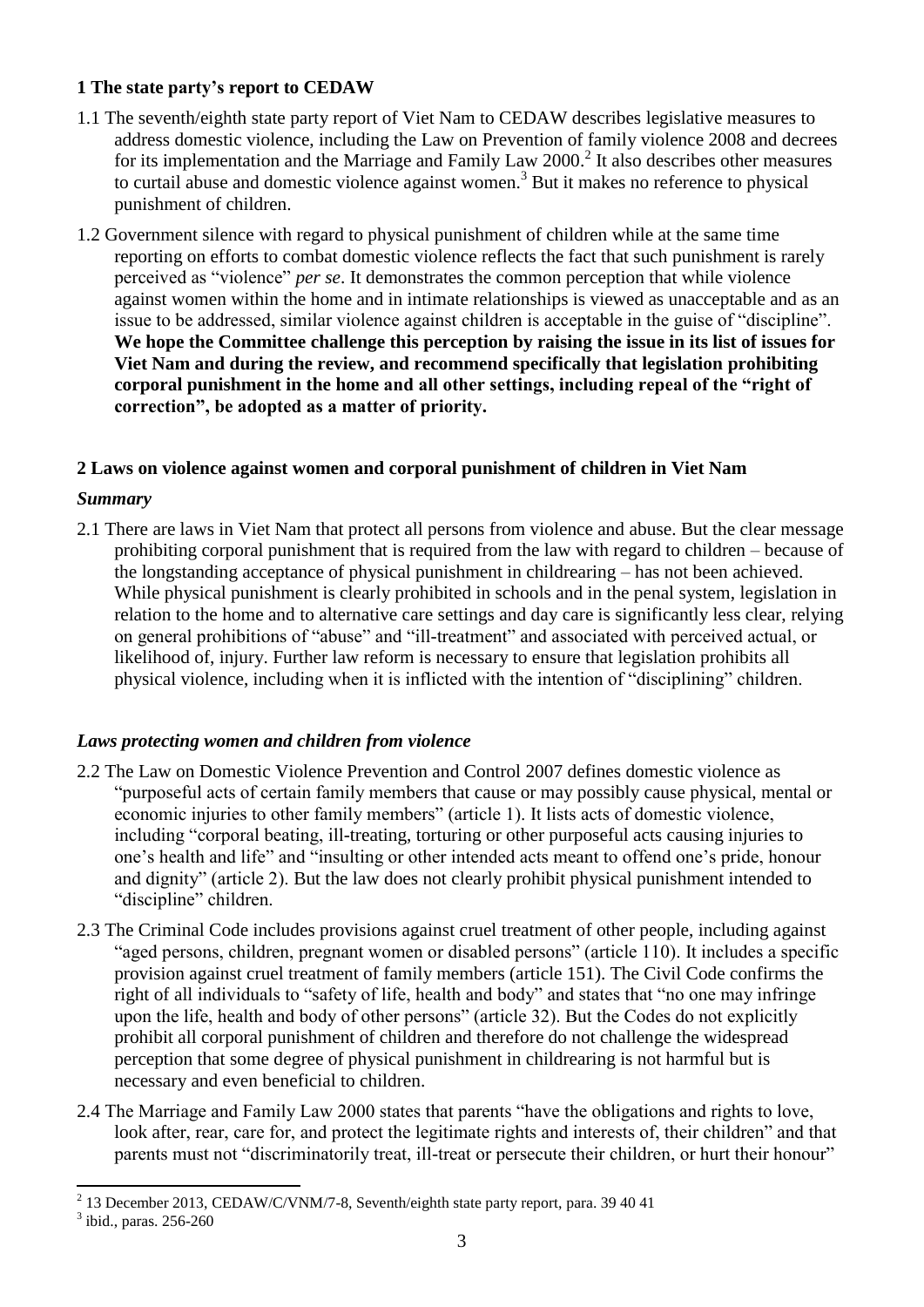## 1 The state party's report to CEDAW

1.1 The seventh/eighth state party report of Viet Nam to CEDAW describes legislative measures to address domestic violence, including the Law on Prevention of family violence 2008 and decrees for its implementation and the Marriage and Family Law 2000.[2] It also describes other measures to curtail abuse and domestic violence against women.[3] But it makes no reference to physical punishment of children.

1.2 Government silence with regard to physical punishment of children while at the same time reporting on efforts to combat domestic violence reflects the fact that such punishment is rarely perceived as "violence" *per se*. It demonstrates the common perception that while violence against women within the home and in intimate relationships is viewed as unacceptable and as an issue to be addressed, similar violence against children is acceptable in the guise of "discipline". **We hope the Committee challenge this perception by raising the issue in its list of issues for Viet Nam and during the review, and recommend specifically that legislation prohibiting corporal punishment in the home and all other settings, including repeal of the "right of correction", be adopted as a matter of priority.**

## 2 Laws on violence against women and corporal punishment of children in Viet Nam

### *Summary*

2.1 There are laws in Viet Nam that protect all persons from violence and abuse. But the clear message prohibiting corporal punishment that is required from the law with regard to children – because of the longstanding acceptance of physical punishment in childrearing – has not been achieved. While physical punishment is clearly prohibited in schools and in the penal system, legislation in relation to the home and to alternative care settings and day care is significantly less clear, relying on general prohibitions of "abuse" and "ill-treatment" and associated with perceived actual, or likelihood of, injury. Further law reform is necessary to ensure that legislation prohibits all physical violence, including when it is inflicted with the intention of "disciplining" children.

### *Laws protecting women and children from violence*

2.2 The Law on Domestic Violence Prevention and Control 2007 defines domestic violence as "purposeful acts of certain family members that cause or may possibly cause physical, mental or economic injuries to other family members" (article 1). It lists acts of domestic violence, including "corporal beating, ill-treating, torturing or other purposeful acts causing injuries to one's health and life" and "insulting or other intended acts meant to offend one's pride, honour and dignity" (article 2). But the law does not clearly prohibit physical punishment intended to "discipline" children.

2.3 The Criminal Code includes provisions against cruel treatment of other people, including against "aged persons, children, pregnant women or disabled persons" (article 110). It includes a specific provision against cruel treatment of family members (article 151). The Civil Code confirms the right of all individuals to "safety of life, health and body" and states that "no one may infringe upon the life, health and body of other persons" (article 32). But the Codes do not explicitly prohibit all corporal punishment of children and therefore do not challenge the widespread perception that some degree of physical punishment in childrearing is not harmful but is necessary and even beneficial to children.

2.4 The Marriage and Family Law 2000 states that parents "have the obligations and rights to love, look after, rear, care for, and protect the legitimate rights and interests of, their children" and that parents must not "discriminatorily treat, ill-treat or persecute their children, or hurt their honour"

---

[2] 13 December 2013, CEDAW/C/VNM/7-8, Seventh/eighth state party report, para. 39 40 41

[3] ibid., paras. 256-260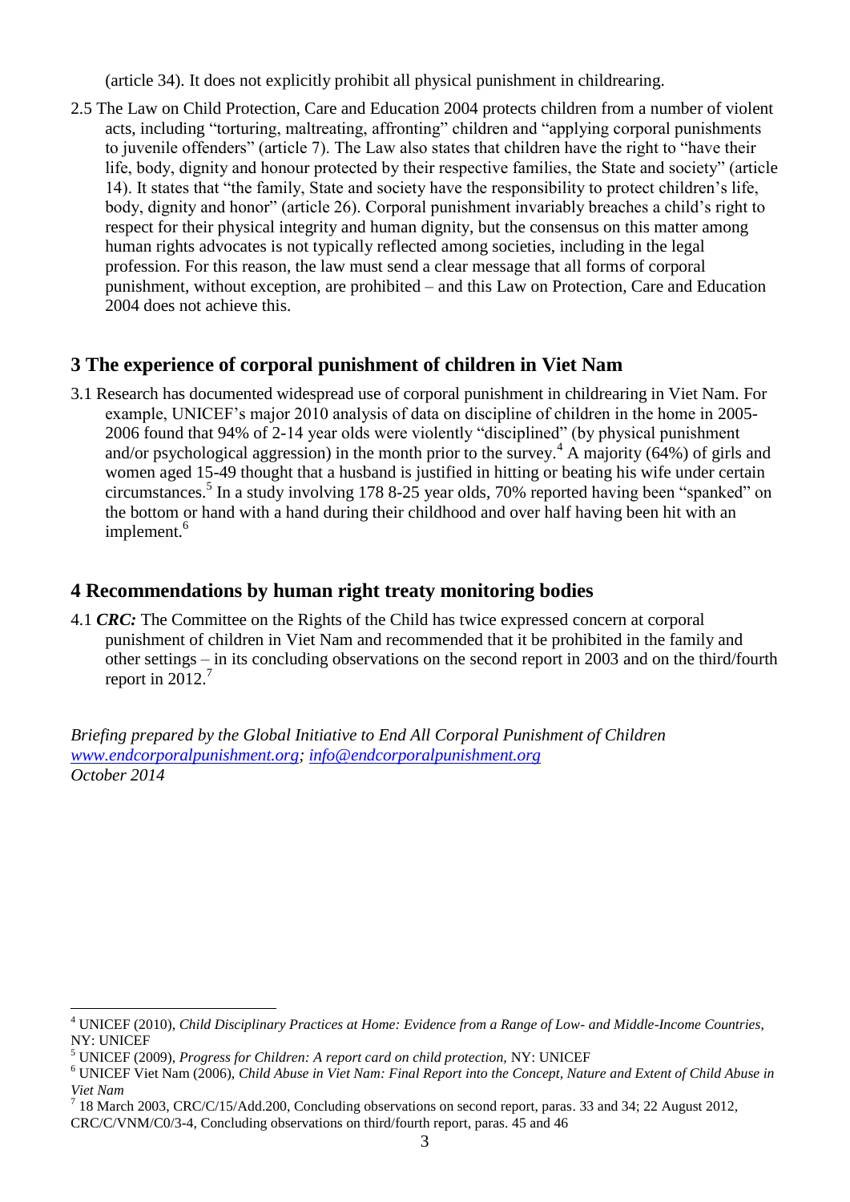(article 34). It does not explicitly prohibit all physical punishment in childrearing.

2.5 The Law on Child Protection, Care and Education 2004 protects children from a number of violent acts, including "torturing, maltreating, affronting" children and "applying corporal punishments to juvenile offenders" (article 7). The Law also states that children have the right to "have their life, body, dignity and honour protected by their respective families, the State and society" (article 14). It states that "the family, State and society have the responsibility to protect children's life, body, dignity and honor" (article 26). Corporal punishment invariably breaches a child's right to respect for their physical integrity and human dignity, but the consensus on this matter among human rights advocates is not typically reflected among societies, including in the legal profession. For this reason, the law must send a clear message that all forms of corporal punishment, without exception, are prohibited – and this Law on Protection, Care and Education 2004 does not achieve this.

## 3 The experience of corporal punishment of children in Viet Nam

3.1 Research has documented widespread use of corporal punishment in childrearing in Viet Nam. For example, UNICEF's major 2010 analysis of data on discipline of children in the home in 2005-2006 found that 94% of 2-14 year olds were violently "disciplined" (by physical punishment and/or psychological aggression) in the month prior to the survey.[4] A majority (64%) of girls and women aged 15-49 thought that a husband is justified in hitting or beating his wife under certain circumstances.[5] In a study involving 178 8-25 year olds, 70% reported having been "spanked" on the bottom or hand with a hand during their childhood and over half having been hit with an implement.[6]

## 4 Recommendations by human right treaty monitoring bodies

4.1 ***CRC:*** The Committee on the Rights of the Child has twice expressed concern at corporal punishment of children in Viet Nam and recommended that it be prohibited in the family and other settings – in its concluding observations on the second report in 2003 and on the third/fourth report in 2012.[7]

*Briefing prepared by the Global Initiative to End All Corporal Punishment of Children*
*www.endcorporalpunishment.org; info@endcorporalpunishment.org*
*October 2014*

---

[4] UNICEF (2010), *Child Disciplinary Practices at Home: Evidence from a Range of Low- and Middle-Income Countries*, NY: UNICEF

[5] UNICEF (2009), *Progress for Children: A report card on child protection*, NY: UNICEF

[6] UNICEF Viet Nam (2006), *Child Abuse in Viet Nam: Final Report into the Concept, Nature and Extent of Child Abuse in Viet Nam*

[7] 18 March 2003, CRC/C/15/Add.200, Concluding observations on second report, paras. 33 and 34; 22 August 2012, CRC/C/VNM/C0/3-4, Concluding observations on third/fourth report, paras. 45 and 46